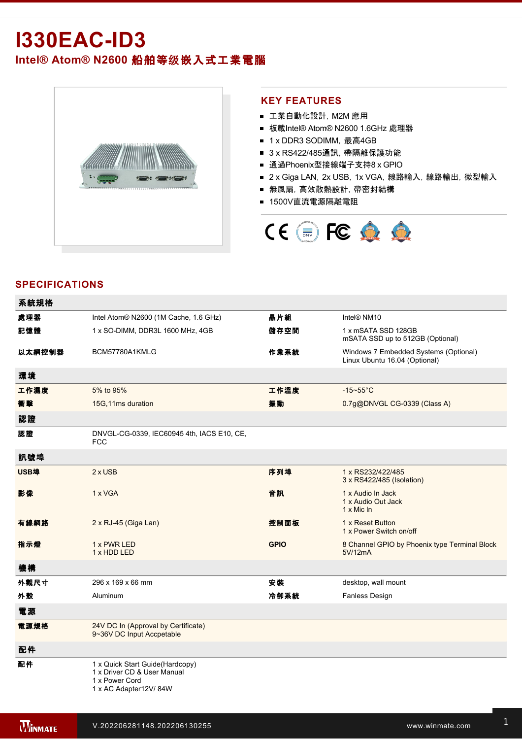# I330EAC-ID3

## Intel® Atom® N2600 船舶等级嵌入式工業電腦

## KEY FEATURES

- 工業自動化設計, M2M 應用
- 板載Intel® Atom® N2600 1.6GHz 處理器
- 1 x DDR3 SODIMM, 最高4GB
- 3 x RS422/485通訊, 帶隔離保護功能
- 通過Phoenix型接線端子支持8 x GPIO
- 2 x Giga LAN, 2x USB, 1x VGA, 線路輸入, 線路輸出, 微型輸入
- 無風扇, 高效散熱設計, 帶密封結構
- 1500V直流電源隔離電阻

## SPECIFICATIONS

| 系統規格 | | | |
|---|---|---|---|
| 處理器 | Intel Atom® N2600 (1M Cache, 1.6 GHz) | 晶片組 | Intel® NM10 |
| 記憶體 | 1 x SO-DIMM, DDR3L 1600 MHz, 4GB | 儲存空間 | 1 x mSATA SSD 128GB<br>mSATA SSD up to 512GB (Optional) |
| 以太網控制器 | BCM57780A1KMLG | 作業系統 | Windows 7 Embedded Systems (Optional)<br>Linux Ubuntu 16.04 (Optional) |
| **環境** | | | |
| 工作濕度 | 5% to 95% | 工作溫度 | -15~55°C |
| 衝擊 | 15G,11ms duration | 振動 | 0.7g@DNVGL CG-0339 (Class A) |
| **認證** | | | |
| 認證 | DNVGL-CG-0339, IEC60945 4th, IACS E10, CE, FCC | | |
| **訊號埠** | | | |
| USB埠 | 2 x USB | 序列埠 | 1 x RS232/422/485<br>3 x RS422/485 (Isolation) |
| 影像 | 1 x VGA | 音訊 | 1 x Audio In Jack<br>1 x Audio Out Jack<br>1 x Mic In |
| 有線網路 | 2 x RJ-45 (Giga Lan) | 控制面板 | 1 x Reset Button<br>1 x Power Switch on/off |
| 指示燈 | 1 x PWR LED<br>1 x HDD LED | GPIO | 8 Channel GPIO by Phoenix type Terminal Block<br>5V/12mA |
| **機構** | | | |
| 外觀尺寸 | 296 x 169 x 66 mm | 安裝 | desktop, wall mount |
| 外殼 | Aluminum | 冷卻系統 | Fanless Design |
| **電源** | | | |
| 電源規格 | 24V DC In (Approval by Certificate)<br>9~36V DC Input Accpetable | | |
| **配件** | | | |
| 配件 | 1 x Quick Start Guide(Hardcopy)<br>1 x Driver CD & User Manual<br>1 x Power Cord<br>1 x AC Adapter12V/ 84W | | |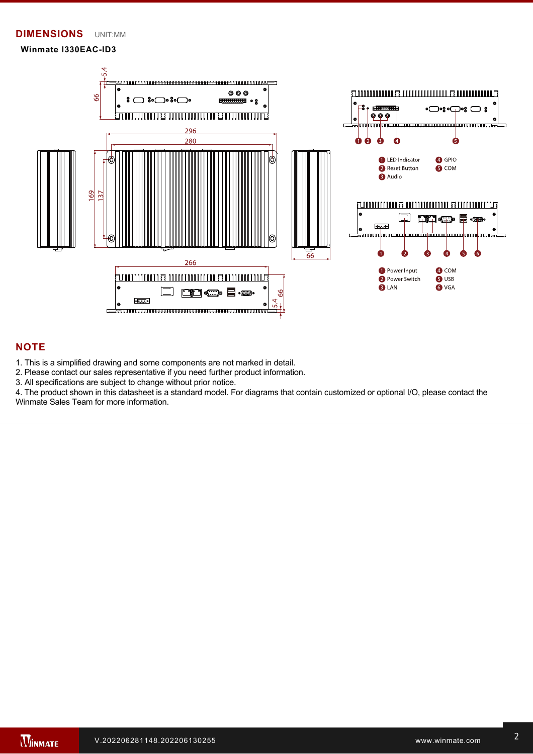## DIMENSIONS UNIT:MM

**Winmate I330EAC-ID3**

5.4
66
296
280
169
137
66
266
66
5.4

1 LED Indicator
2 Reset Button
3 Audio
4 GPIO
5 COM

1 Power Input
2 Power Switch
3 LAN
4 COM
5 USB
6 VGA

## NOTE

1. This is a simplified drawing and some components are not marked in detail.
2. Please contact our sales representative if you need further product information.
3. All specifications are subject to change without prior notice.
4. The product shown in this datasheet is a standard model. For diagrams that contain customized or optional I/O, please contact the Winmate Sales Team for more information.